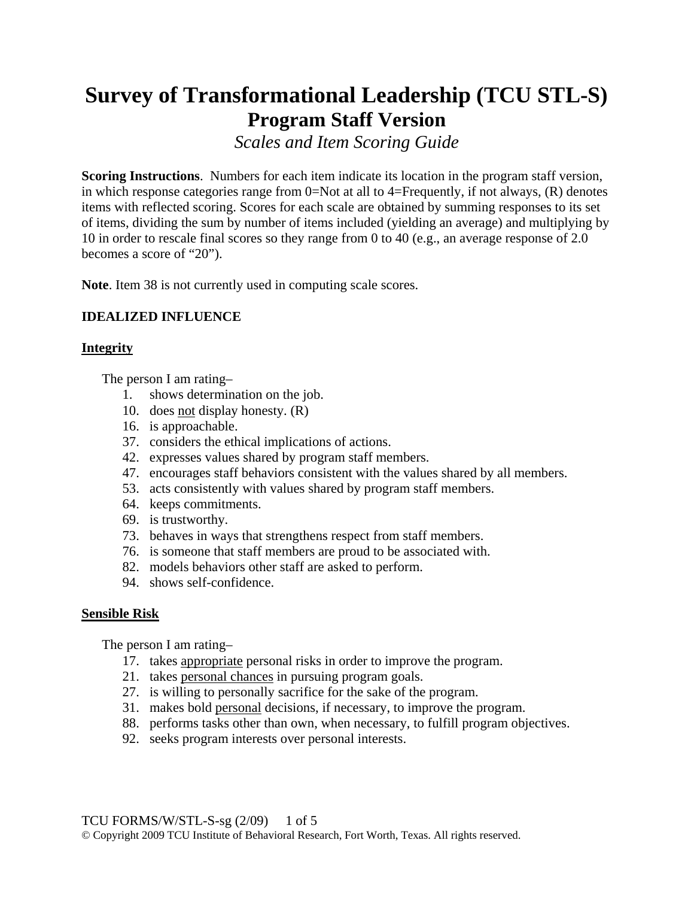# Survey of Transformational Leadership (TCU STL-S)
## Program Staff Version

*Scales and Item Scoring Guide*

**Scoring Instructions**. Numbers for each item indicate its location in the program staff version, in which response categories range from 0=Not at all to 4=Frequently, if not always, (R) denotes items with reflected scoring. Scores for each scale are obtained by summing responses to its set of items, dividing the sum by number of items included (yielding an average) and multiplying by 10 in order to rescale final scores so they range from 0 to 40 (e.g., an average response of 2.0 becomes a score of "20").

**Note**. Item 38 is not currently used in computing scale scores.

### IDEALIZED INFLUENCE

#### Integrity

The person I am rating–

1. shows determination on the job.
10. does <u>not</u> display honesty. (R)
16. is approachable.
37. considers the ethical implications of actions.
42. expresses values shared by program staff members.
47. encourages staff behaviors consistent with the values shared by all members.
53. acts consistently with values shared by program staff members.
64. keeps commitments.
69. is trustworthy.
73. behaves in ways that strengthens respect from staff members.
76. is someone that staff members are proud to be associated with.
82. models behaviors other staff are asked to perform.
94. shows self-confidence.

#### Sensible Risk

The person I am rating–

17. takes <u>appropriate</u> personal risks in order to improve the program.
21. takes <u>personal chances</u> in pursuing program goals.
27. is willing to personally sacrifice for the sake of the program.
31. makes bold <u>personal</u> decisions, if necessary, to improve the program.
88. performs tasks other than own, when necessary, to fulfill program objectives.
92. seeks program interests over personal interests.

© Copyright 2009 TCU Institute of Behavioral Research, Fort Worth, Texas. All rights reserved.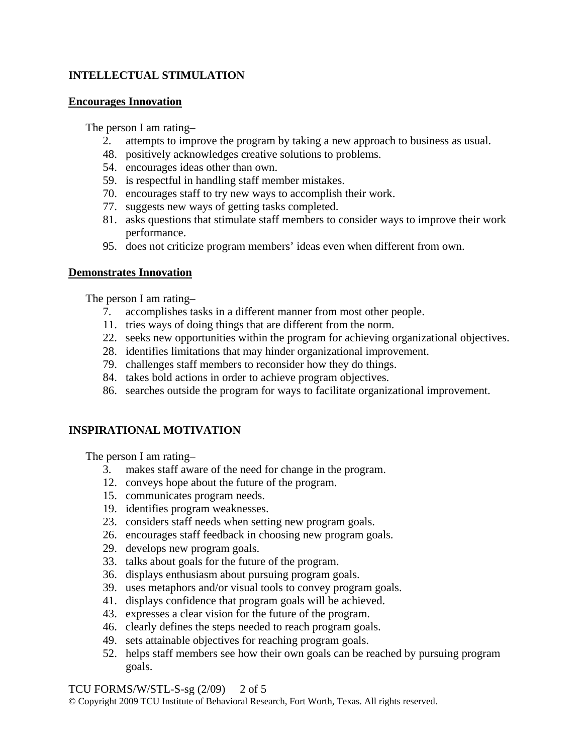## INTELLECTUAL STIMULATION

### Encourages Innovation

The person I am rating–

2. attempts to improve the program by taking a new approach to business as usual.
48. positively acknowledges creative solutions to problems.
54. encourages ideas other than own.
59. is respectful in handling staff member mistakes.
70. encourages staff to try new ways to accomplish their work.
77. suggests new ways of getting tasks completed.
81. asks questions that stimulate staff members to consider ways to improve their work performance.
95. does not criticize program members' ideas even when different from own.

### Demonstrates Innovation

The person I am rating–

7. accomplishes tasks in a different manner from most other people.
11. tries ways of doing things that are different from the norm.
22. seeks new opportunities within the program for achieving organizational objectives.
28. identifies limitations that may hinder organizational improvement.
79. challenges staff members to reconsider how they do things.
84. takes bold actions in order to achieve program objectives.
86. searches outside the program for ways to facilitate organizational improvement.

## INSPIRATIONAL MOTIVATION

The person I am rating–

3. makes staff aware of the need for change in the program.
12. conveys hope about the future of the program.
15. communicates program needs.
19. identifies program weaknesses.
23. considers staff needs when setting new program goals.
26. encourages staff feedback in choosing new program goals.
29. develops new program goals.
33. talks about goals for the future of the program.
36. displays enthusiasm about pursuing program goals.
39. uses metaphors and/or visual tools to convey program goals.
41. displays confidence that program goals will be achieved.
43. expresses a clear vision for the future of the program.
46. clearly defines the steps needed to reach program goals.
49. sets attainable objectives for reaching program goals.
52. helps staff members see how their own goals can be reached by pursuing program goals.

TCU FORMS/W/STL-S-sg (2/09)

© Copyright 2009 TCU Institute of Behavioral Research, Fort Worth, Texas. All rights reserved.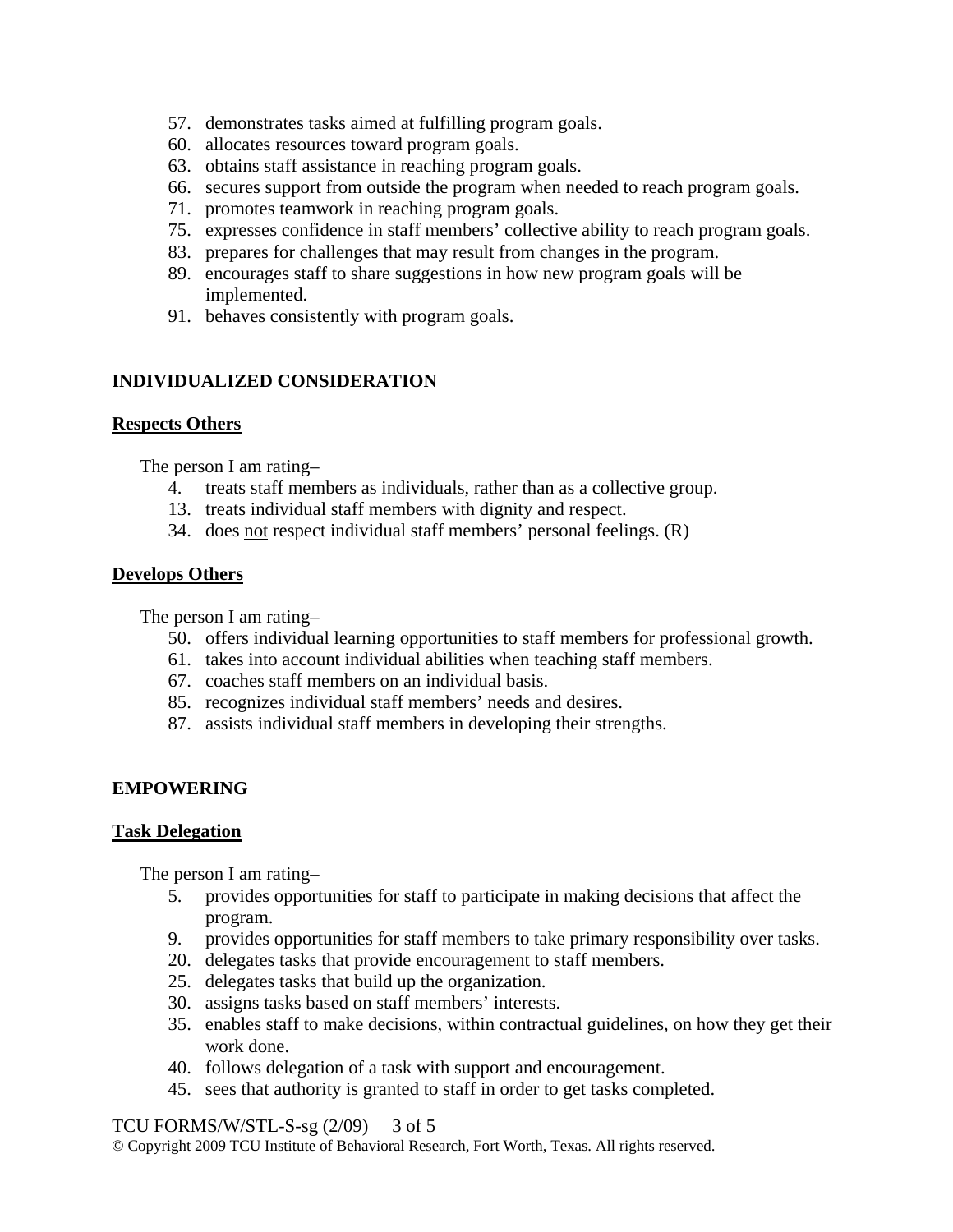57. demonstrates tasks aimed at fulfilling program goals.
60. allocates resources toward program goals.
63. obtains staff assistance in reaching program goals.
66. secures support from outside the program when needed to reach program goals.
71. promotes teamwork in reaching program goals.
75. expresses confidence in staff members' collective ability to reach program goals.
83. prepares for challenges that may result from changes in the program.
89. encourages staff to share suggestions in how new program goals will be implemented.
91. behaves consistently with program goals.

## INDIVIDUALIZED CONSIDERATION

### Respects Others

The person I am rating–

4. treats staff members as individuals, rather than as a collective group.
13. treats individual staff members with dignity and respect.
34. does <u>not</u> respect individual staff members' personal feelings. (R)

### Develops Others

The person I am rating–

50. offers individual learning opportunities to staff members for professional growth.
61. takes into account individual abilities when teaching staff members.
67. coaches staff members on an individual basis.
85. recognizes individual staff members' needs and desires.
87. assists individual staff members in developing their strengths.

## EMPOWERING

### Task Delegation

The person I am rating–

5. provides opportunities for staff to participate in making decisions that affect the program.
9. provides opportunities for staff members to take primary responsibility over tasks.
20. delegates tasks that provide encouragement to staff members.
25. delegates tasks that build up the organization.
30. assigns tasks based on staff members' interests.
35. enables staff to make decisions, within contractual guidelines, on how they get their work done.
40. follows delegation of a task with support and encouragement.
45. sees that authority is granted to staff in order to get tasks completed.

TCU FORMS/W/STL-S-sg (2/09)

© Copyright 2009 TCU Institute of Behavioral Research, Fort Worth, Texas. All rights reserved.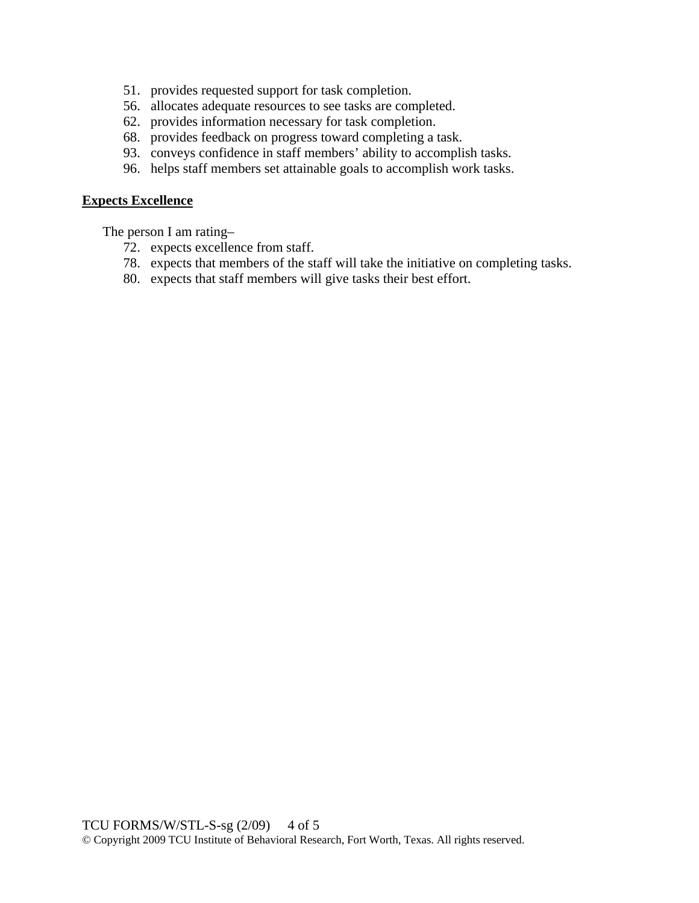51. provides requested support for task completion.
56. allocates adequate resources to see tasks are completed.
62. provides information necessary for task completion.
68. provides feedback on progress toward completing a task.
93. conveys confidence in staff members' ability to accomplish tasks.
96. helps staff members set attainable goals to accomplish work tasks.

**Expects Excellence**

The person I am rating–

72. expects excellence from staff.
78. expects that members of the staff will take the initiative on completing tasks.
80. expects that staff members will give tasks their best effort.

© Copyright 2009 TCU Institute of Behavioral Research, Fort Worth, Texas. All rights reserved.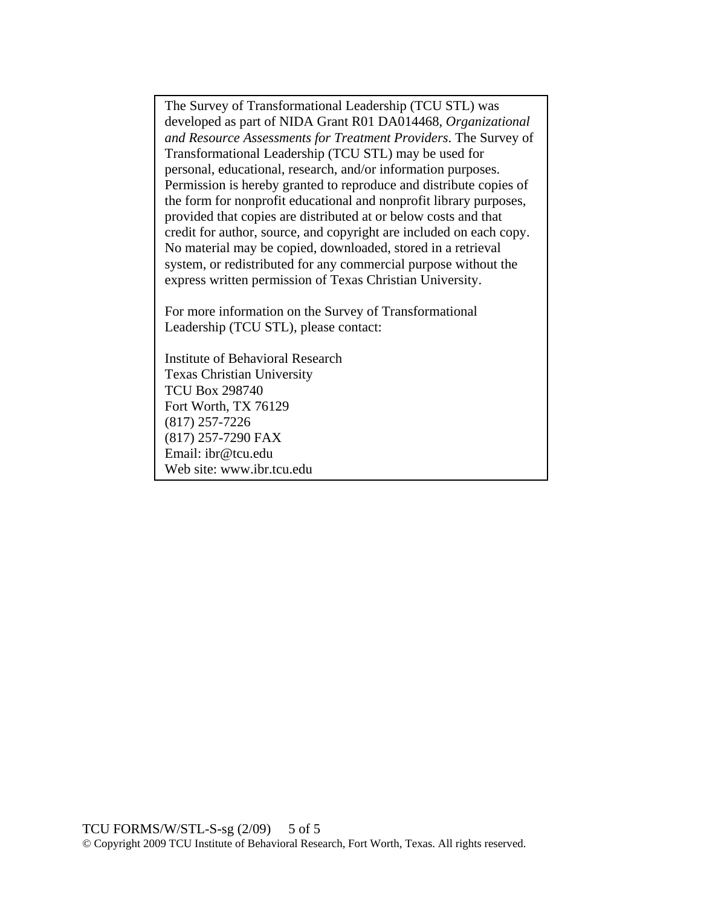The Survey of Transformational Leadership (TCU STL) was developed as part of NIDA Grant R01 DA014468, *Organizational and Resource Assessments for Treatment Providers*. The Survey of Transformational Leadership (TCU STL) may be used for personal, educational, research, and/or information purposes. Permission is hereby granted to reproduce and distribute copies of the form for nonprofit educational and nonprofit library purposes, provided that copies are distributed at or below costs and that credit for author, source, and copyright are included on each copy. No material may be copied, downloaded, stored in a retrieval system, or redistributed for any commercial purpose without the express written permission of Texas Christian University.

For more information on the Survey of Transformational Leadership (TCU STL), please contact:

Institute of Behavioral Research
Texas Christian University
TCU Box 298740
Fort Worth, TX 76129
(817) 257-7226
(817) 257-7290 FAX
Email: ibr@tcu.edu
Web site: www.ibr.tcu.edu

TCU FORMS/W/STL-S-sg (2/09)

© Copyright 2009 TCU Institute of Behavioral Research, Fort Worth, Texas. All rights reserved.